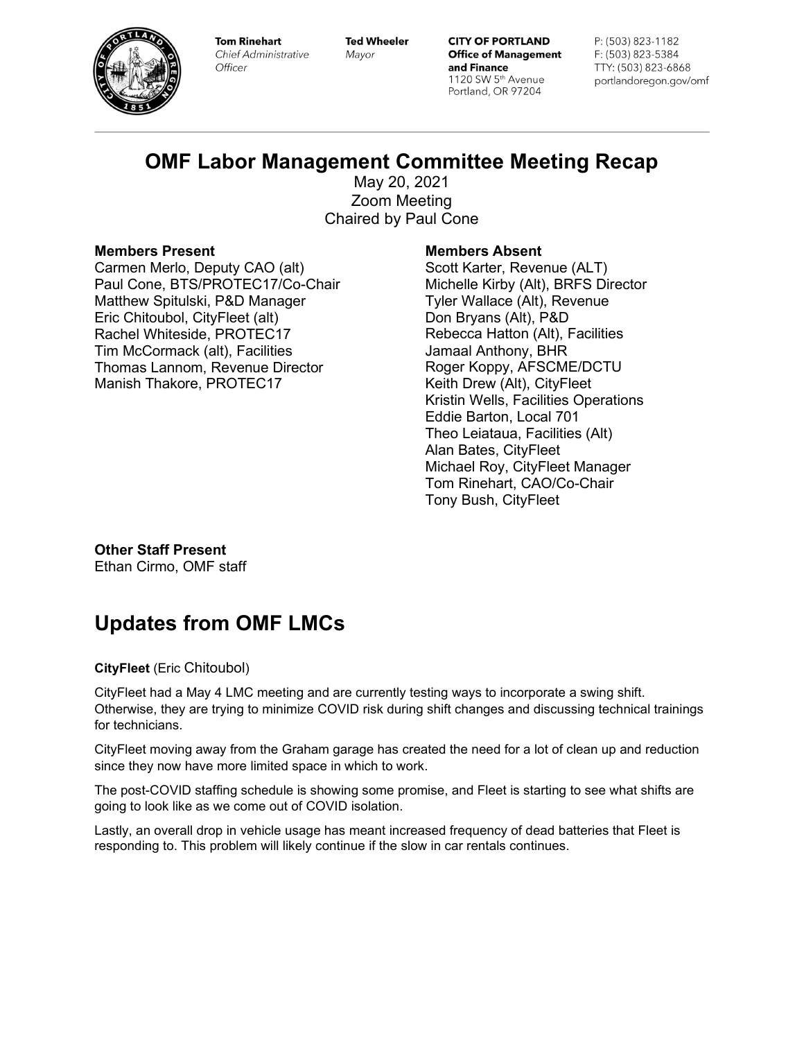Tom Rinehart
*Chief Administrative Officer*

Ted Wheeler
*Mayor*

**CITY OF PORTLAND**
**Office of Management and Finance**
1120 SW 5th Avenue
Portland, OR 97204

P: (503) 823-1182
F: (503) 823-5384
TTY: (503) 823-6868
portlandoregon.gov/omf

# OMF Labor Management Committee Meeting Recap

May 20, 2021
Zoom Meeting
Chaired by Paul Cone

**Members Present**
Carmen Merlo, Deputy CAO (alt)
Paul Cone, BTS/PROTEC17/Co-Chair
Matthew Spitulski, P&D Manager
Eric Chitoubol, CityFleet (alt)
Rachel Whiteside, PROTEC17
Tim McCormack (alt), Facilities
Thomas Lannom, Revenue Director
Manish Thakore, PROTEC17

**Members Absent**
Scott Karter, Revenue (ALT)
Michelle Kirby (Alt), BRFS Director
Tyler Wallace (Alt), Revenue
Don Bryans (Alt), P&D
Rebecca Hatton (Alt), Facilities
Jamaal Anthony, BHR
Roger Koppy, AFSCME/DCTU
Keith Drew (Alt), CityFleet
Kristin Wells, Facilities Operations
Eddie Barton, Local 701
Theo Leiataua, Facilities (Alt)
Alan Bates, CityFleet
Michael Roy, CityFleet Manager
Tom Rinehart, CAO/Co-Chair
Tony Bush, CityFleet

**Other Staff Present**
Ethan Cirmo, OMF staff

# Updates from OMF LMCs

**CityFleet** (Eric Chitoubol)

CityFleet had a May 4 LMC meeting and are currently testing ways to incorporate a swing shift. Otherwise, they are trying to minimize COVID risk during shift changes and discussing technical trainings for technicians.

CityFleet moving away from the Graham garage has created the need for a lot of clean up and reduction since they now have more limited space in which to work.

The post-COVID staffing schedule is showing some promise, and Fleet is starting to see what shifts are going to look like as we come out of COVID isolation.

Lastly, an overall drop in vehicle usage has meant increased frequency of dead batteries that Fleet is responding to. This problem will likely continue if the slow in car rentals continues.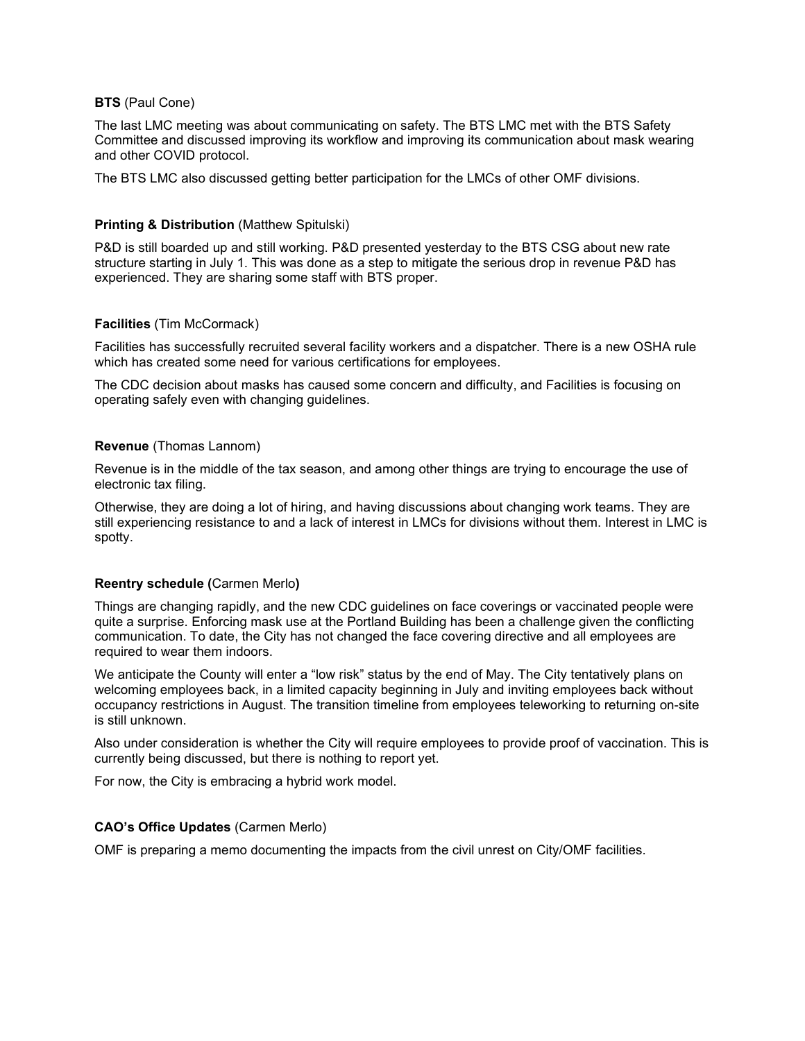**BTS** (Paul Cone)

The last LMC meeting was about communicating on safety. The BTS LMC met with the BTS Safety Committee and discussed improving its workflow and improving its communication about mask wearing and other COVID protocol.

The BTS LMC also discussed getting better participation for the LMCs of other OMF divisions.

**Printing & Distribution** (Matthew Spitulski)

P&D is still boarded up and still working. P&D presented yesterday to the BTS CSG about new rate structure starting in July 1. This was done as a step to mitigate the serious drop in revenue P&D has experienced. They are sharing some staff with BTS proper.

**Facilities** (Tim McCormack)

Facilities has successfully recruited several facility workers and a dispatcher. There is a new OSHA rule which has created some need for various certifications for employees.

The CDC decision about masks has caused some concern and difficulty, and Facilities is focusing on operating safely even with changing guidelines.

**Revenue** (Thomas Lannom)

Revenue is in the middle of the tax season, and among other things are trying to encourage the use of electronic tax filing.

Otherwise, they are doing a lot of hiring, and having discussions about changing work teams. They are still experiencing resistance to and a lack of interest in LMCs for divisions without them. Interest in LMC is spotty.

**Reentry schedule (**Carmen Merlo**)**

Things are changing rapidly, and the new CDC guidelines on face coverings or vaccinated people were quite a surprise. Enforcing mask use at the Portland Building has been a challenge given the conflicting communication. To date, the City has not changed the face covering directive and all employees are required to wear them indoors.

We anticipate the County will enter a "low risk" status by the end of May. The City tentatively plans on welcoming employees back, in a limited capacity beginning in July and inviting employees back without occupancy restrictions in August. The transition timeline from employees teleworking to returning on-site is still unknown.

Also under consideration is whether the City will require employees to provide proof of vaccination. This is currently being discussed, but there is nothing to report yet.

For now, the City is embracing a hybrid work model.

**CAO's Office Updates** (Carmen Merlo)

OMF is preparing a memo documenting the impacts from the civil unrest on City/OMF facilities.